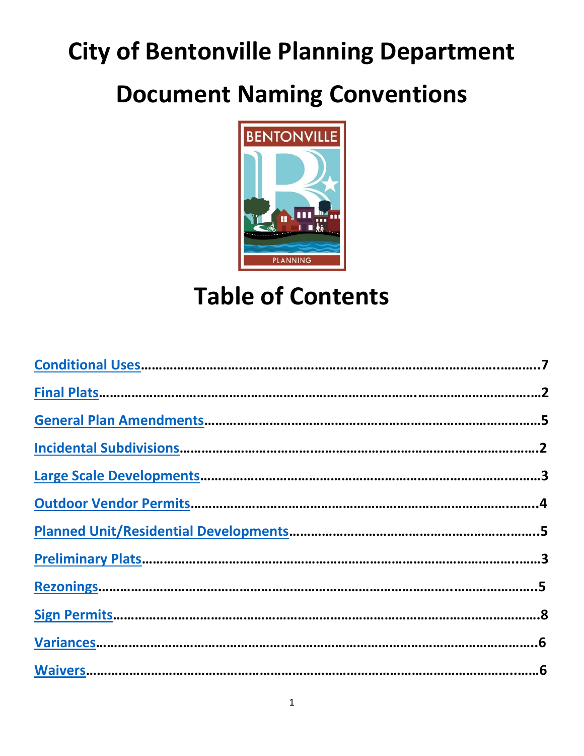# City of Bentonville Planning Department

# Document Naming Conventions

## Table of Contents

| Section | Page |
|---|---|
| Conditional Uses | 7 |
| Final Plats | 2 |
| General Plan Amendments | 5 |
| Incidental Subdivisions | 2 |
| Large Scale Developments | 3 |
| Outdoor Vendor Permits | 4 |
| Planned Unit/Residential Developments | 5 |
| Preliminary Plats | 3 |
| Rezonings | 5 |
| Sign Permits | 8 |
| Variances | 6 |
| Waivers | 6 |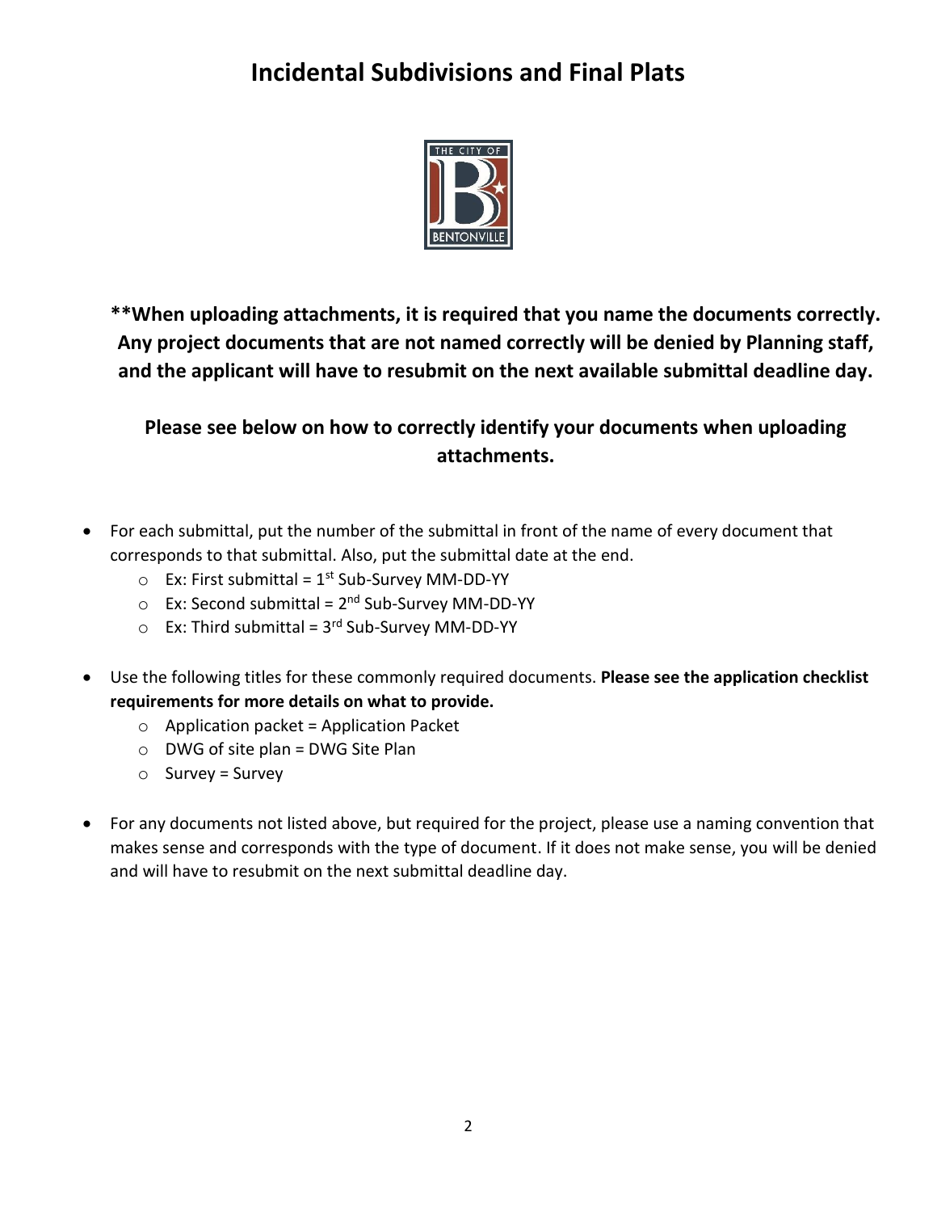# Incidental Subdivisions and Final Plats

**\*\*When uploading attachments, it is required that you name the documents correctly. Any project documents that are not named correctly will be denied by Planning staff, and the applicant will have to resubmit on the next available submittal deadline day.**

**Please see below on how to correctly identify your documents when uploading attachments.**

- For each submittal, put the number of the submittal in front of the name of every document that corresponds to that submittal. Also, put the submittal date at the end.
  - Ex: First submittal = 1st Sub-Survey MM-DD-YY
  - Ex: Second submittal = 2nd Sub-Survey MM-DD-YY
  - Ex: Third submittal = 3rd Sub-Survey MM-DD-YY
- Use the following titles for these commonly required documents. **Please see the application checklist requirements for more details on what to provide.**
  - Application packet = Application Packet
  - DWG of site plan = DWG Site Plan
  - Survey = Survey
- For any documents not listed above, but required for the project, please use a naming convention that makes sense and corresponds with the type of document. If it does not make sense, you will be denied and will have to resubmit on the next submittal deadline day.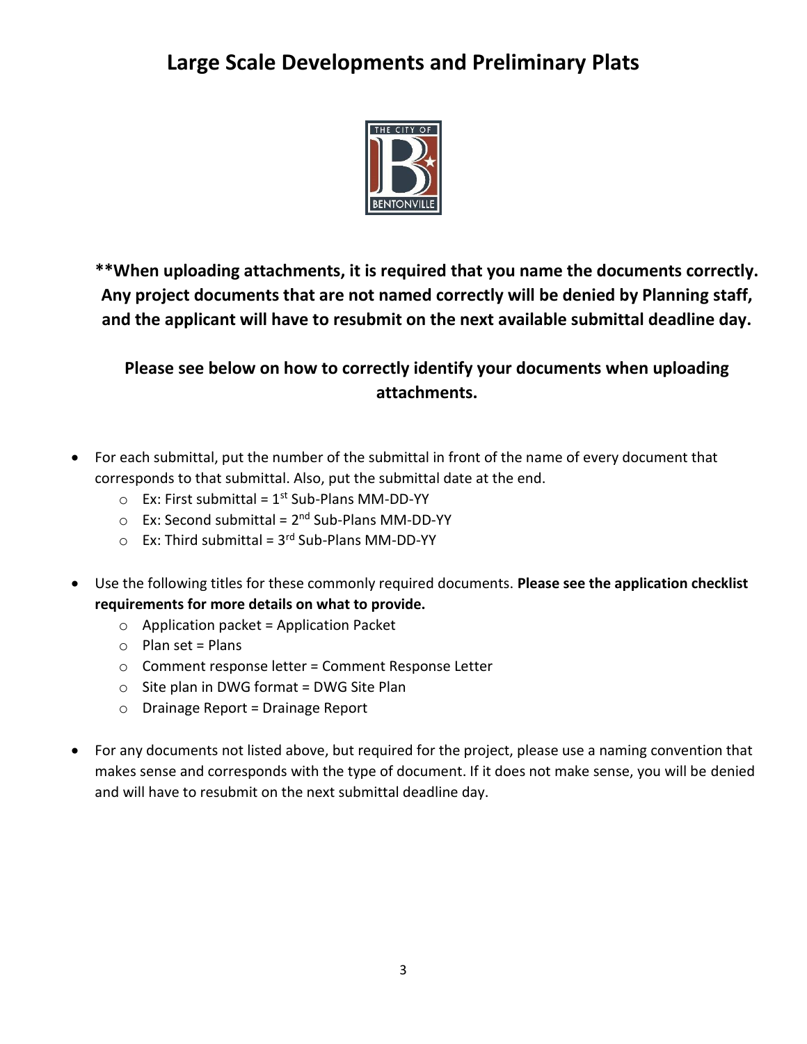# Large Scale Developments and Preliminary Plats

**\*\*When uploading attachments, it is required that you name the documents correctly. Any project documents that are not named correctly will be denied by Planning staff, and the applicant will have to resubmit on the next available submittal deadline day.**

**Please see below on how to correctly identify your documents when uploading attachments.**

- For each submittal, put the number of the submittal in front of the name of every document that corresponds to that submittal. Also, put the submittal date at the end.
  - Ex: First submittal = 1st Sub-Plans MM-DD-YY
  - Ex: Second submittal = 2nd Sub-Plans MM-DD-YY
  - Ex: Third submittal = 3rd Sub-Plans MM-DD-YY
- Use the following titles for these commonly required documents. **Please see the application checklist requirements for more details on what to provide.**
  - Application packet = Application Packet
  - Plan set = Plans
  - Comment response letter = Comment Response Letter
  - Site plan in DWG format = DWG Site Plan
  - Drainage Report = Drainage Report
- For any documents not listed above, but required for the project, please use a naming convention that makes sense and corresponds with the type of document. If it does not make sense, you will be denied and will have to resubmit on the next submittal deadline day.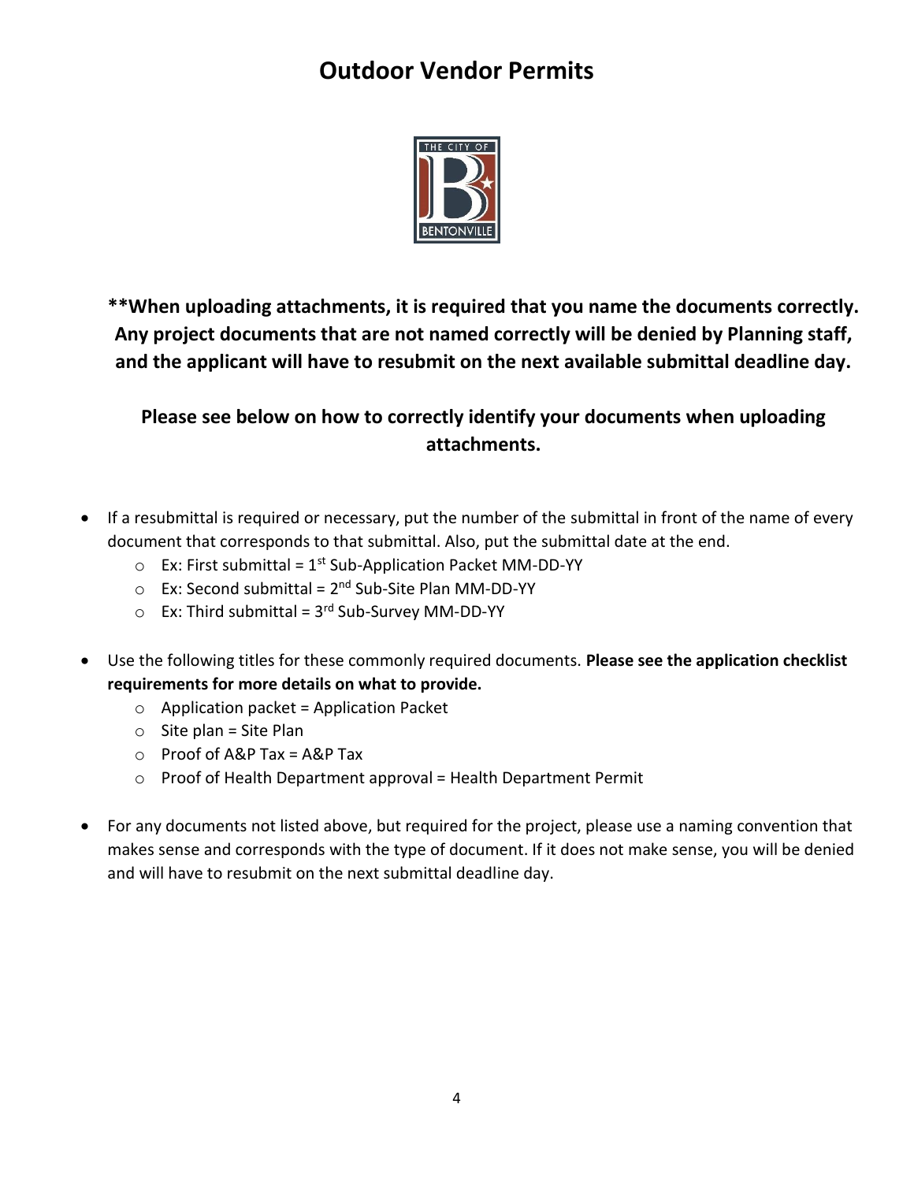# Outdoor Vendor Permits

**\*\*When uploading attachments, it is required that you name the documents correctly. Any project documents that are not named correctly will be denied by Planning staff, and the applicant will have to resubmit on the next available submittal deadline day.**

**Please see below on how to correctly identify your documents when uploading attachments.**

- If a resubmittal is required or necessary, put the number of the submittal in front of the name of every document that corresponds to that submittal. Also, put the submittal date at the end.
  - Ex: First submittal = 1st Sub-Application Packet MM-DD-YY
  - Ex: Second submittal = 2nd Sub-Site Plan MM-DD-YY
  - Ex: Third submittal = 3rd Sub-Survey MM-DD-YY
- Use the following titles for these commonly required documents. **Please see the application checklist requirements for more details on what to provide.**
  - Application packet = Application Packet
  - Site plan = Site Plan
  - Proof of A&P Tax = A&P Tax
  - Proof of Health Department approval = Health Department Permit
- For any documents not listed above, but required for the project, please use a naming convention that makes sense and corresponds with the type of document. If it does not make sense, you will be denied and will have to resubmit on the next submittal deadline day.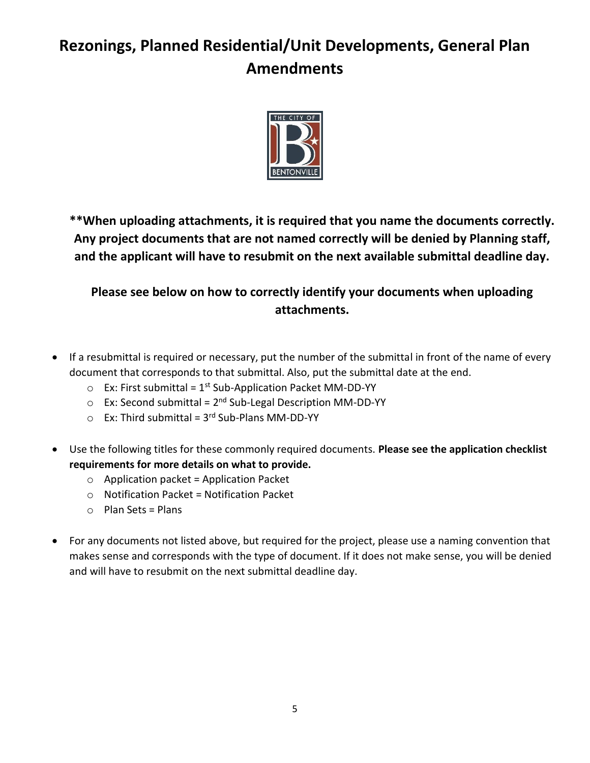# Rezonings, Planned Residential/Unit Developments, General Plan Amendments

**\*\*When uploading attachments, it is required that you name the documents correctly. Any project documents that are not named correctly will be denied by Planning staff, and the applicant will have to resubmit on the next available submittal deadline day.**

**Please see below on how to correctly identify your documents when uploading attachments.**

- If a resubmittal is required or necessary, put the number of the submittal in front of the name of every document that corresponds to that submittal. Also, put the submittal date at the end.
  - Ex: First submittal = 1st Sub-Application Packet MM-DD-YY
  - Ex: Second submittal = 2nd Sub-Legal Description MM-DD-YY
  - Ex: Third submittal = 3rd Sub-Plans MM-DD-YY
- Use the following titles for these commonly required documents. **Please see the application checklist requirements for more details on what to provide.**
  - Application packet = Application Packet
  - Notification Packet = Notification Packet
  - Plan Sets = Plans
- For any documents not listed above, but required for the project, please use a naming convention that makes sense and corresponds with the type of document. If it does not make sense, you will be denied and will have to resubmit on the next submittal deadline day.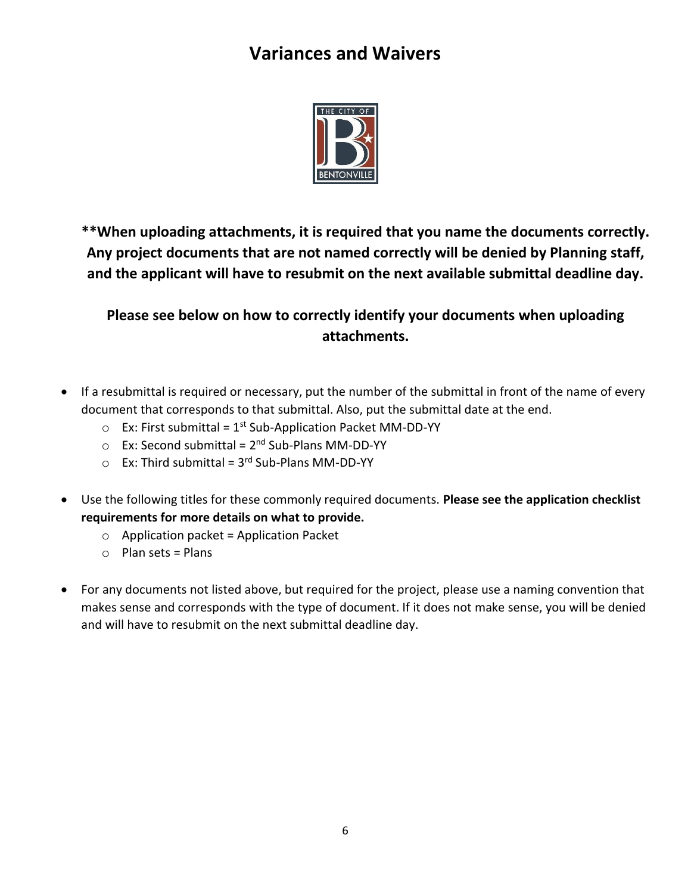# Variances and Waivers

**\*\*When uploading attachments, it is required that you name the documents correctly. Any project documents that are not named correctly will be denied by Planning staff, and the applicant will have to resubmit on the next available submittal deadline day.**

**Please see below on how to correctly identify your documents when uploading attachments.**

- If a resubmittal is required or necessary, put the number of the submittal in front of the name of every document that corresponds to that submittal. Also, put the submittal date at the end.
  - Ex: First submittal = 1st Sub-Application Packet MM-DD-YY
  - Ex: Second submittal = 2nd Sub-Plans MM-DD-YY
  - Ex: Third submittal = 3rd Sub-Plans MM-DD-YY
- Use the following titles for these commonly required documents. **Please see the application checklist requirements for more details on what to provide.**
  - Application packet = Application Packet
  - Plan sets = Plans
- For any documents not listed above, but required for the project, please use a naming convention that makes sense and corresponds with the type of document. If it does not make sense, you will be denied and will have to resubmit on the next submittal deadline day.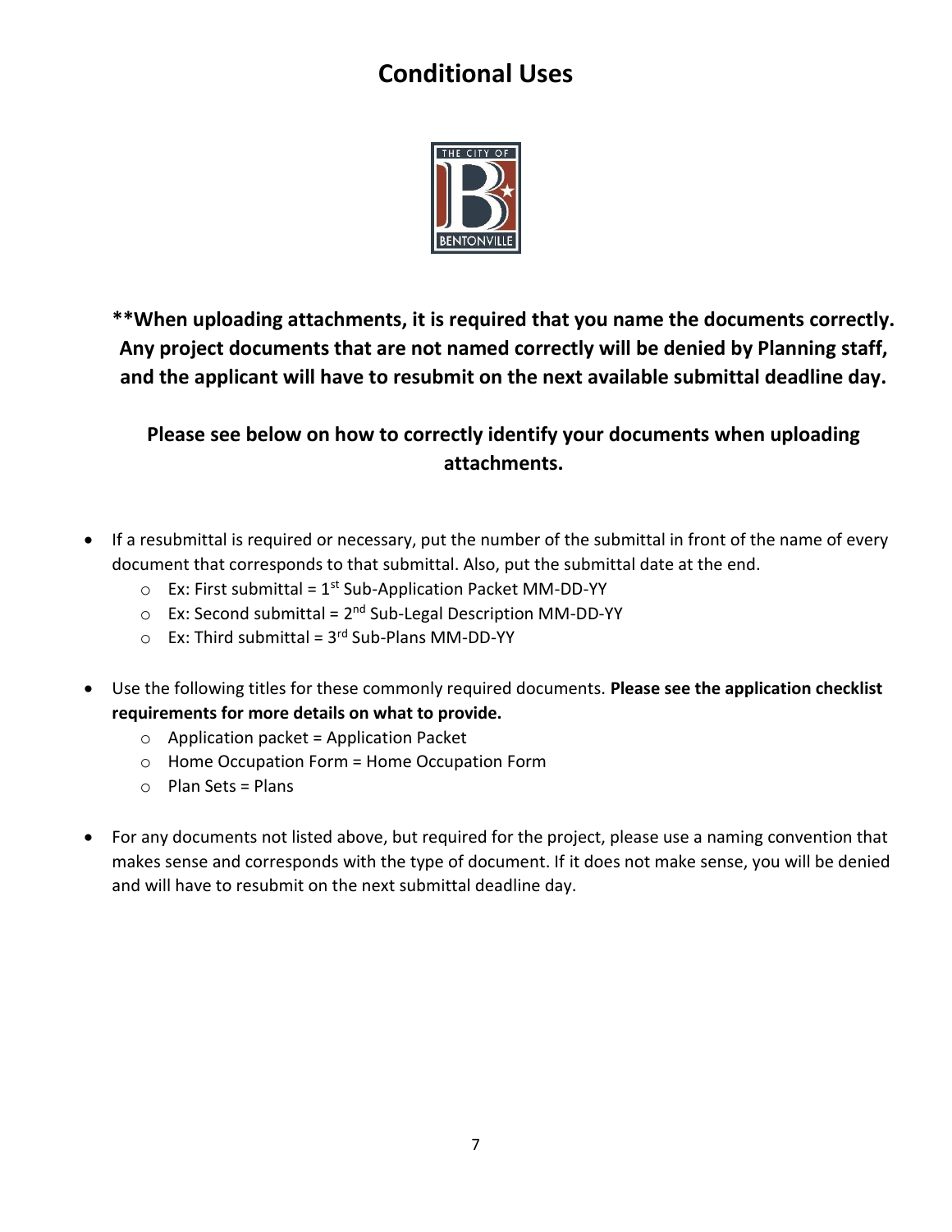# Conditional Uses

**\*\*When uploading attachments, it is required that you name the documents correctly. Any project documents that are not named correctly will be denied by Planning staff, and the applicant will have to resubmit on the next available submittal deadline day.**

**Please see below on how to correctly identify your documents when uploading attachments.**

- If a resubmittal is required or necessary, put the number of the submittal in front of the name of every document that corresponds to that submittal. Also, put the submittal date at the end.
  - Ex: First submittal = 1st Sub-Application Packet MM-DD-YY
  - Ex: Second submittal = 2nd Sub-Legal Description MM-DD-YY
  - Ex: Third submittal = 3rd Sub-Plans MM-DD-YY
- Use the following titles for these commonly required documents. **Please see the application checklist requirements for more details on what to provide.**
  - Application packet = Application Packet
  - Home Occupation Form = Home Occupation Form
  - Plan Sets = Plans
- For any documents not listed above, but required for the project, please use a naming convention that makes sense and corresponds with the type of document. If it does not make sense, you will be denied and will have to resubmit on the next submittal deadline day.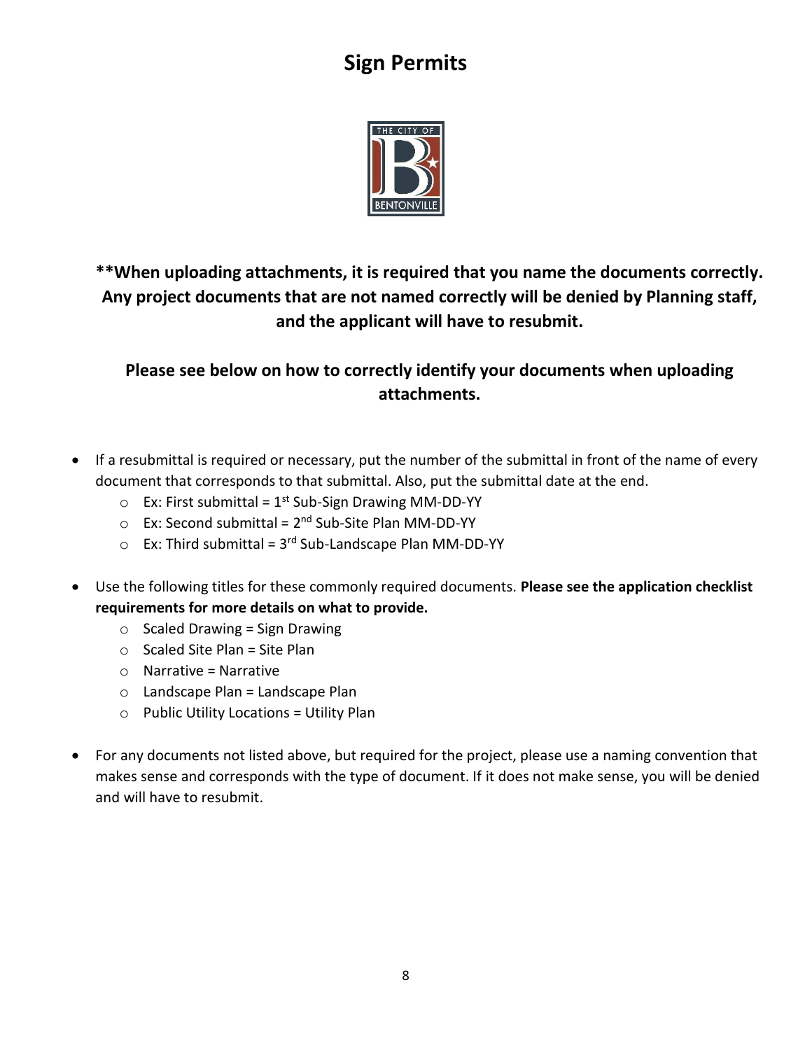# Sign Permits

**\*\*When uploading attachments, it is required that you name the documents correctly. Any project documents that are not named correctly will be denied by Planning staff, and the applicant will have to resubmit.**

**Please see below on how to correctly identify your documents when uploading attachments.**

- If a resubmittal is required or necessary, put the number of the submittal in front of the name of every document that corresponds to that submittal. Also, put the submittal date at the end.
  - Ex: First submittal = 1st Sub-Sign Drawing MM-DD-YY
  - Ex: Second submittal = 2nd Sub-Site Plan MM-DD-YY
  - Ex: Third submittal = 3rd Sub-Landscape Plan MM-DD-YY
- Use the following titles for these commonly required documents. **Please see the application checklist requirements for more details on what to provide.**
  - Scaled Drawing = Sign Drawing
  - Scaled Site Plan = Site Plan
  - Narrative = Narrative
  - Landscape Plan = Landscape Plan
  - Public Utility Locations = Utility Plan
- For any documents not listed above, but required for the project, please use a naming convention that makes sense and corresponds with the type of document. If it does not make sense, you will be denied and will have to resubmit.